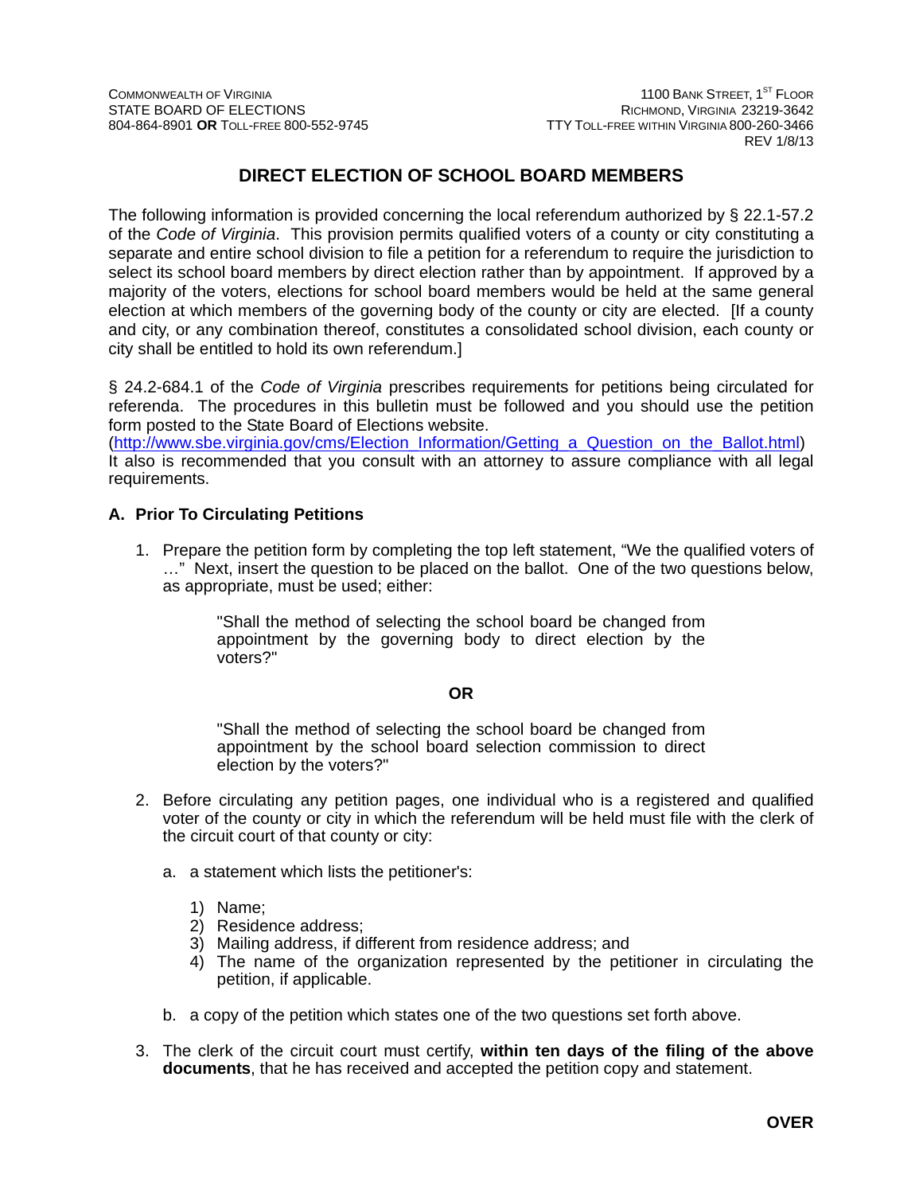COMMONWEALTH OF VIRGINIA
STATE BOARD OF ELECTIONS
804-864-8901 **OR** TOLL-FREE 800-552-9745

1100 BANK STREET, 1ST FLOOR
RICHMOND, VIRGINIA 23219-3642
TTY TOLL-FREE WITHIN VIRGINIA 800-260-3466
REV 1/8/13

# DIRECT ELECTION OF SCHOOL BOARD MEMBERS

The following information is provided concerning the local referendum authorized by § 22.1-57.2 of the *Code of Virginia*. This provision permits qualified voters of a county or city constituting a separate and entire school division to file a petition for a referendum to require the jurisdiction to select its school board members by direct election rather than by appointment. If approved by a majority of the voters, elections for school board members would be held at the same general election at which members of the governing body of the county or city are elected. [If a county and city, or any combination thereof, constitutes a consolidated school division, each county or city shall be entitled to hold its own referendum.]

§ 24.2-684.1 of the *Code of Virginia* prescribes requirements for petitions being circulated for referenda. The procedures in this bulletin must be followed and you should use the petition form posted to the State Board of Elections website.
(http://www.sbe.virginia.gov/cms/Election_Information/Getting_a_Question_on_the_Ballot.html)
It also is recommended that you consult with an attorney to assure compliance with all legal requirements.

## A. Prior To Circulating Petitions

1. Prepare the petition form by completing the top left statement, "We the qualified voters of …" Next, insert the question to be placed on the ballot. One of the two questions below, as appropriate, must be used; either:

   > "Shall the method of selecting the school board be changed from appointment by the governing body to direct election by the voters?"

   **OR**

   > "Shall the method of selecting the school board be changed from appointment by the school board selection commission to direct election by the voters?"

2. Before circulating any petition pages, one individual who is a registered and qualified voter of the county or city in which the referendum will be held must file with the clerk of the circuit court of that county or city:

   a. a statement which lists the petitioner's:

      1) Name;
      2) Residence address;
      3) Mailing address, if different from residence address; and
      4) The name of the organization represented by the petitioner in circulating the petition, if applicable.

   b. a copy of the petition which states one of the two questions set forth above.

3. The clerk of the circuit court must certify, **within ten days of the filing of the above documents**, that he has received and accepted the petition copy and statement.

**OVER**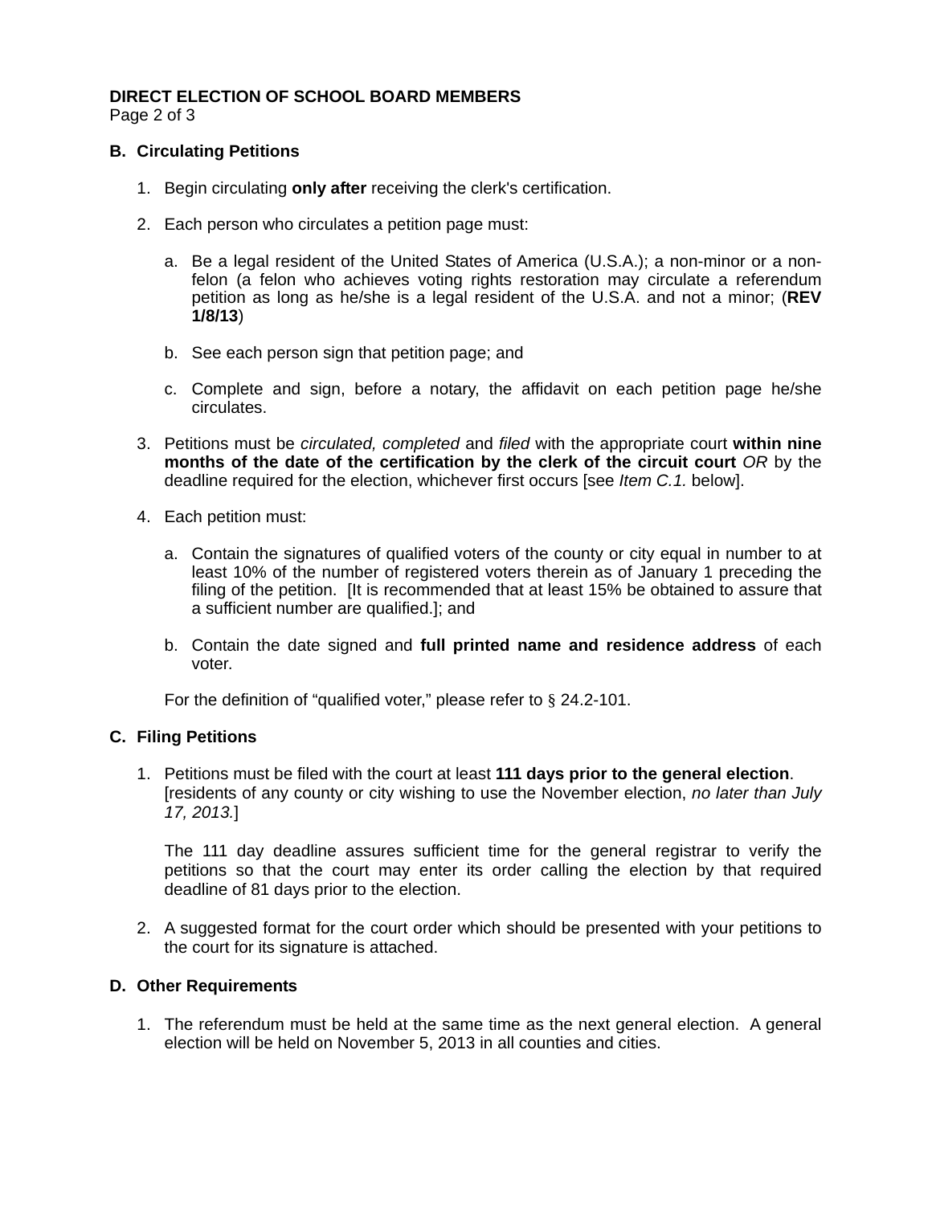### B. Circulating Petitions

1. Begin circulating **only after** receiving the clerk's certification.

2. Each person who circulates a petition page must:

   a. Be a legal resident of the United States of America (U.S.A.); a non-minor or a non-felon (a felon who achieves voting rights restoration may circulate a referendum petition as long as he/she is a legal resident of the U.S.A. and not a minor; (**REV 1/8/13**)

   b. See each person sign that petition page; and

   c. Complete and sign, before a notary, the affidavit on each petition page he/she circulates.

3. Petitions must be *circulated, completed* and *filed* with the appropriate court **within nine months of the date of the certification by the clerk of the circuit court** *OR* by the deadline required for the election, whichever first occurs [see *Item C.1.* below].

4. Each petition must:

   a. Contain the signatures of qualified voters of the county or city equal in number to at least 10% of the number of registered voters therein as of January 1 preceding the filing of the petition. [It is recommended that at least 15% be obtained to assure that a sufficient number are qualified.]; and

   b. Contain the date signed and **full printed name and residence address** of each voter.

   For the definition of "qualified voter," please refer to § 24.2-101.

### C. Filing Petitions

1. Petitions must be filed with the court at least **111 days prior to the general election**. [residents of any county or city wishing to use the November election, *no later than July 17, 2013.*]

   The 111 day deadline assures sufficient time for the general registrar to verify the petitions so that the court may enter its order calling the election by that required deadline of 81 days prior to the election.

2. A suggested format for the court order which should be presented with your petitions to the court for its signature is attached.

### D. Other Requirements

1. The referendum must be held at the same time as the next general election. A general election will be held on November 5, 2013 in all counties and cities.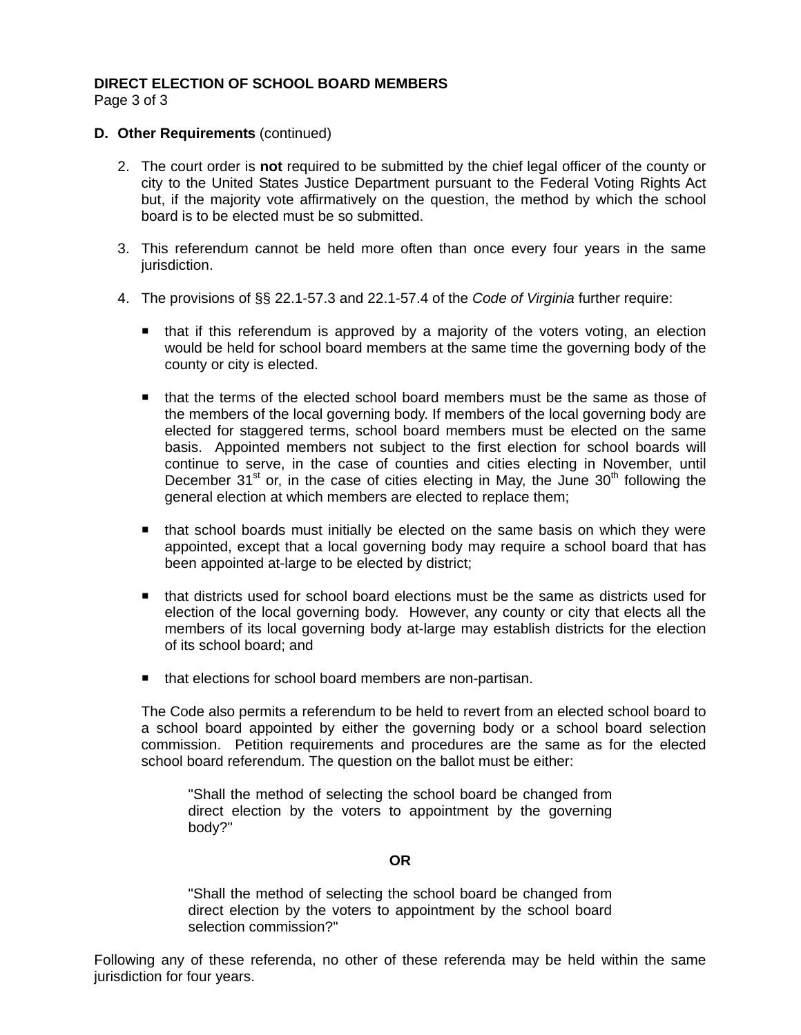**DIRECT ELECTION OF SCHOOL BOARD MEMBERS**

**D. Other Requirements** (continued)

2. The court order is **not** required to be submitted by the chief legal officer of the county or city to the United States Justice Department pursuant to the Federal Voting Rights Act but, if the majority vote affirmatively on the question, the method by which the school board is to be elected must be so submitted.

3. This referendum cannot be held more often than once every four years in the same jurisdiction.

4. The provisions of §§ 22.1-57.3 and 22.1-57.4 of the *Code of Virginia* further require:

   - that if this referendum is approved by a majority of the voters voting, an election would be held for school board members at the same time the governing body of the county or city is elected.

   - that the terms of the elected school board members must be the same as those of the members of the local governing body. If members of the local governing body are elected for staggered terms, school board members must be elected on the same basis. Appointed members not subject to the first election for school boards will continue to serve, in the case of counties and cities electing in November, until December 31st or, in the case of cities electing in May, the June 30th following the general election at which members are elected to replace them;

   - that school boards must initially be elected on the same basis on which they were appointed, except that a local governing body may require a school board that has been appointed at-large to be elected by district;

   - that districts used for school board elections must be the same as districts used for election of the local governing body. However, any county or city that elects all the members of its local governing body at-large may establish districts for the election of its school board; and

   - that elections for school board members are non-partisan.

   The Code also permits a referendum to be held to revert from an elected school board to a school board appointed by either the governing body or a school board selection commission. Petition requirements and procedures are the same as for the elected school board referendum. The question on the ballot must be either:

   > "Shall the method of selecting the school board be changed from direct election by the voters to appointment by the governing body?"

   **OR**

   > "Shall the method of selecting the school board be changed from direct election by the voters to appointment by the school board selection commission?"

Following any of these referenda, no other of these referenda may be held within the same jurisdiction for four years.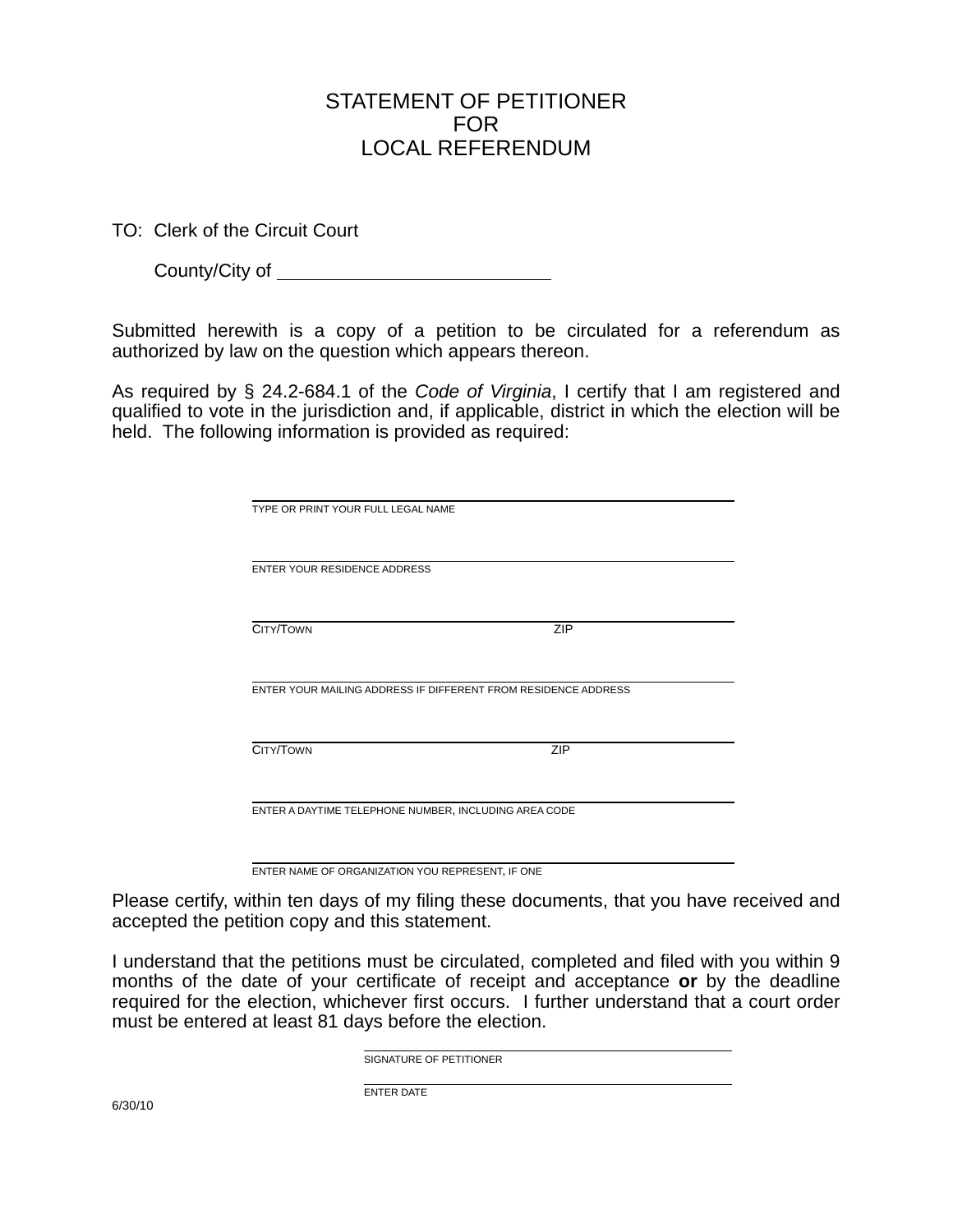# STATEMENT OF PETITIONER
# FOR
# LOCAL REFERENDUM

TO: Clerk of the Circuit Court

County/City of ____________________________

Submitted herewith is a copy of a petition to be circulated for a referendum as authorized by law on the question which appears thereon.

As required by § 24.2-684.1 of the *Code of Virginia*, I certify that I am registered and qualified to vote in the jurisdiction and, if applicable, district in which the election will be held. The following information is provided as required:

______________________________________________
TYPE OR PRINT YOUR FULL LEGAL NAME

______________________________________________
ENTER YOUR RESIDENCE ADDRESS

______________________________________________
CITY/TOWN ZIP

______________________________________________
ENTER YOUR MAILING ADDRESS IF DIFFERENT FROM RESIDENCE ADDRESS

______________________________________________
CITY/TOWN ZIP

______________________________________________
ENTER A DAYTIME TELEPHONE NUMBER, INCLUDING AREA CODE

______________________________________________
ENTER NAME OF ORGANIZATION YOU REPRESENT, IF ONE

Please certify, within ten days of my filing these documents, that you have received and accepted the petition copy and this statement.

I understand that the petitions must be circulated, completed and filed with you within 9 months of the date of your certificate of receipt and acceptance **or** by the deadline required for the election, whichever first occurs. I further understand that a court order must be entered at least 81 days before the election.

______________________________________________
SIGNATURE OF PETITIONER

______________________________________________
ENTER DATE

6/30/10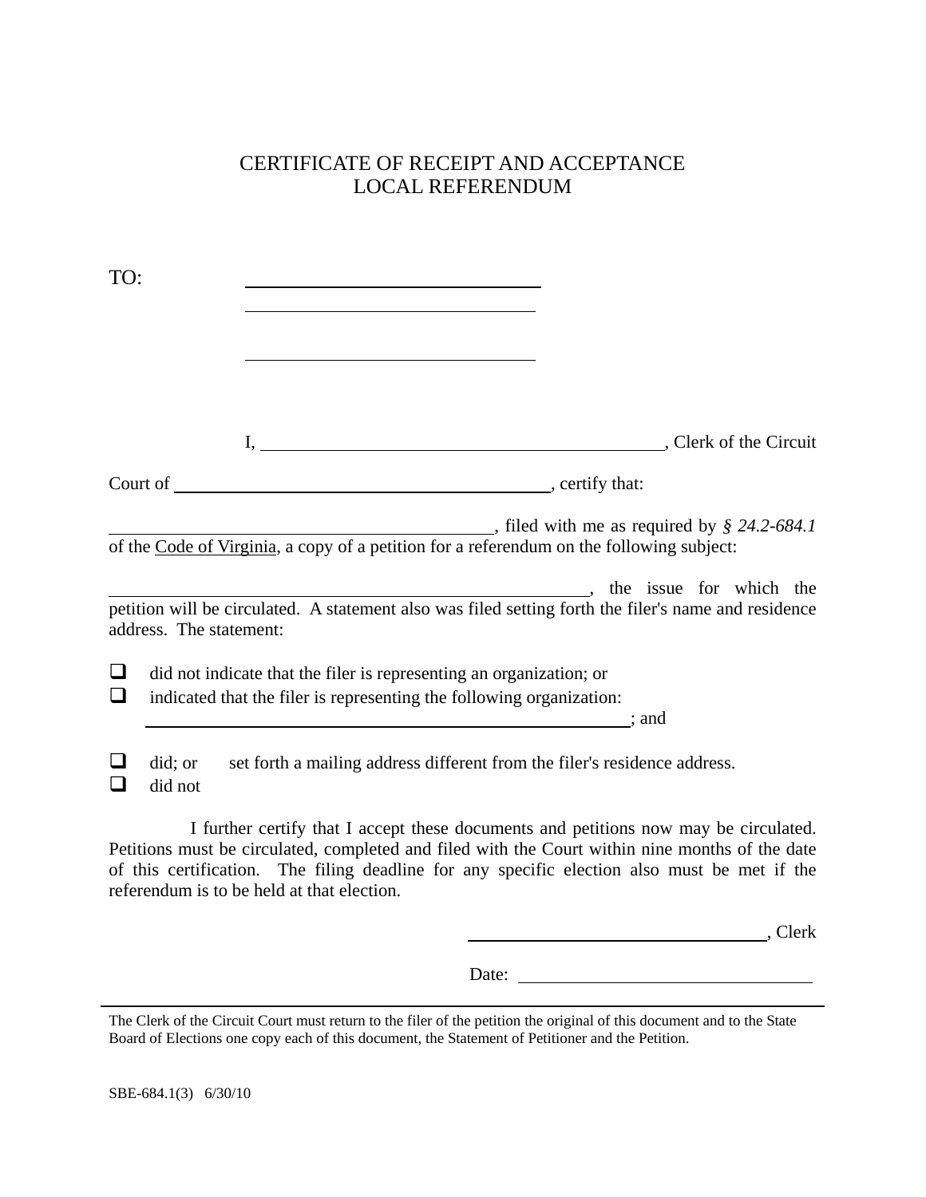# CERTIFICATE OF RECEIPT AND ACCEPTANCE
# LOCAL REFERENDUM

TO: \_\_\_\_\_\_\_\_\_\_\_\_\_\_\_\_\_\_\_\_\_\_\_\_\_\_\_\_\_\_\_\_

\_\_\_\_\_\_\_\_\_\_\_\_\_\_\_\_\_\_\_\_\_\_\_\_\_\_\_\_\_\_\_\_

\_\_\_\_\_\_\_\_\_\_\_\_\_\_\_\_\_\_\_\_\_\_\_\_\_\_\_\_\_\_\_\_

I, \_\_\_\_\_\_\_\_\_\_\_\_\_\_\_\_\_\_\_\_\_\_\_\_\_\_\_\_\_\_\_\_\_\_\_\_\_\_\_\_, Clerk of the Circuit Court of \_\_\_\_\_\_\_\_\_\_\_\_\_\_\_\_\_\_\_\_\_\_\_\_\_\_\_\_\_\_\_\_\_\_\_\_\_\_, certify that:

\_\_\_\_\_\_\_\_\_\_\_\_\_\_\_\_\_\_\_\_\_\_\_\_\_\_\_\_\_\_\_\_\_\_\_\_\_\_\_\_, filed with me as required by *§ 24.2-684.1* of the Code of Virginia, a copy of a petition for a referendum on the following subject:

\_\_\_\_\_\_\_\_\_\_\_\_\_\_\_\_\_\_\_\_\_\_\_\_\_\_\_\_\_\_\_\_\_\_\_\_\_\_\_\_\_\_\_\_\_\_\_\_, the issue for which the petition will be circulated. A statement also was filed setting forth the filer's name and residence address. The statement:

- ☐ did not indicate that the filer is representing an organization; or
- ☐ indicated that the filer is representing the following organization: \_\_\_\_\_\_\_\_\_\_\_\_\_\_\_\_\_\_\_\_\_\_\_\_\_\_\_\_\_\_\_\_\_\_\_\_\_\_\_\_\_\_\_\_\_\_\_\_; and

- ☐ did; or
- ☐ did not

set forth a mailing address different from the filer's residence address.

I further certify that I accept these documents and petitions now may be circulated. Petitions must be circulated, completed and filed with the Court within nine months of the date of this certification. The filing deadline for any specific election also must be met if the referendum is to be held at that election.

\_\_\_\_\_\_\_\_\_\_\_\_\_\_\_\_\_\_\_\_\_\_\_\_\_\_\_\_\_\_\_\_, Clerk

Date: \_\_\_\_\_\_\_\_\_\_\_\_\_\_\_\_\_\_\_\_\_\_\_\_\_\_\_\_\_\_\_\_

---

The Clerk of the Circuit Court must return to the filer of the petition the original of this document and to the State Board of Elections one copy each of this document, the Statement of Petitioner and the Petition.

SBE-684.1(3) 6/30/10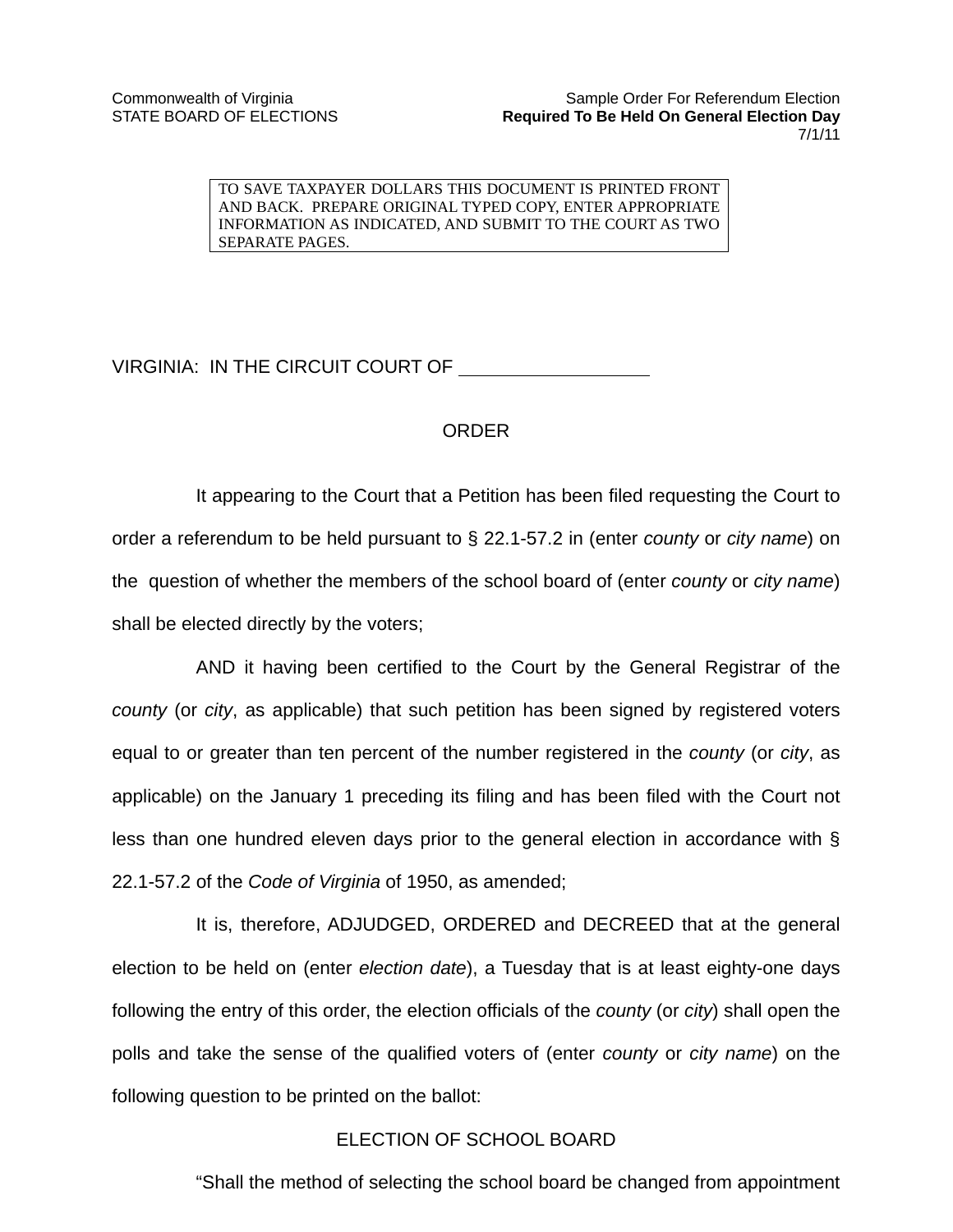Commonwealth of Virginia
STATE BOARD OF ELECTIONS

Sample Order For Referendum Election
**Required To Be Held On General Election Day**
7/1/11

TO SAVE TAXPAYER DOLLARS THIS DOCUMENT IS PRINTED FRONT AND BACK. PREPARE ORIGINAL TYPED COPY, ENTER APPROPRIATE INFORMATION AS INDICATED, AND SUBMIT TO THE COURT AS TWO SEPARATE PAGES.

VIRGINIA: IN THE CIRCUIT COURT OF ____________________

ORDER

It appearing to the Court that a Petition has been filed requesting the Court to order a referendum to be held pursuant to § 22.1-57.2 in (enter *county* or *city name*) on the question of whether the members of the school board of (enter *county* or *city name*) shall be elected directly by the voters;

AND it having been certified to the Court by the General Registrar of the *county* (or *city*, as applicable) that such petition has been signed by registered voters equal to or greater than ten percent of the number registered in the *county* (or *city*, as applicable) on the January 1 preceding its filing and has been filed with the Court not less than one hundred eleven days prior to the general election in accordance with § 22.1-57.2 of the *Code of Virginia* of 1950, as amended;

It is, therefore, ADJUDGED, ORDERED and DECREED that at the general election to be held on (enter *election date*), a Tuesday that is at least eighty-one days following the entry of this order, the election officials of the *county* (or *city*) shall open the polls and take the sense of the qualified voters of (enter *county* or *city name*) on the following question to be printed on the ballot:

ELECTION OF SCHOOL BOARD

"Shall the method of selecting the school board be changed from appointment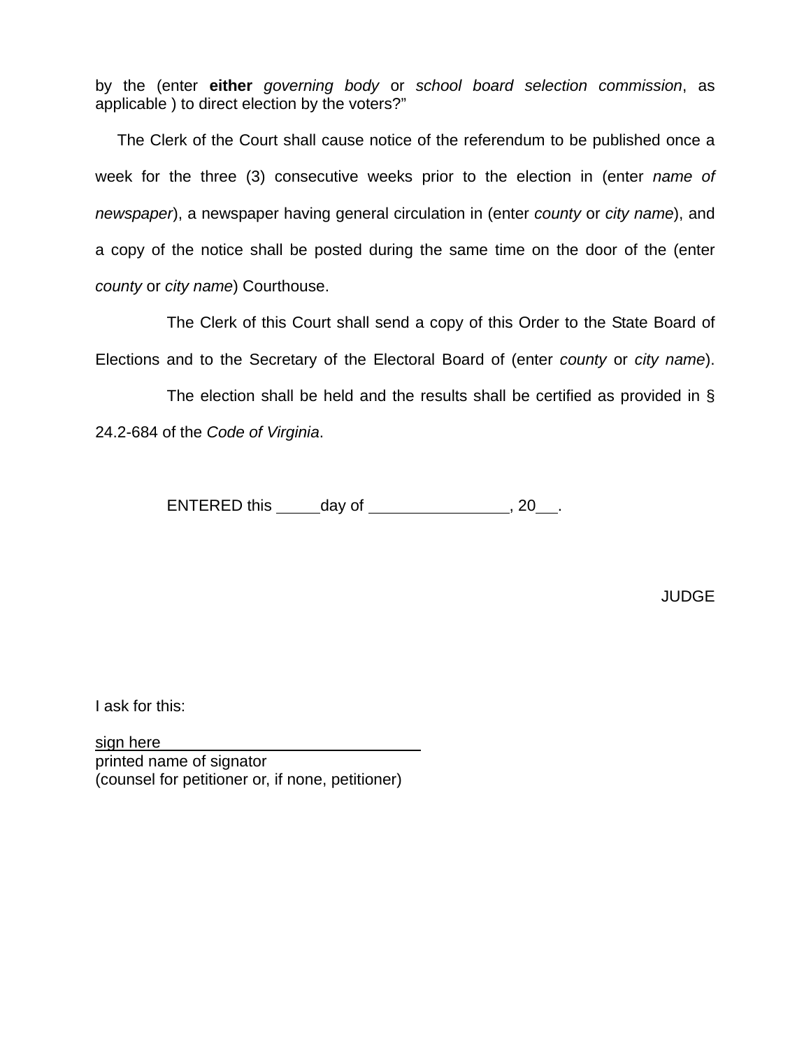by the (enter **either** *governing body* or *school board selection commission*, as applicable ) to direct election by the voters?"

The Clerk of the Court shall cause notice of the referendum to be published once a week for the three (3) consecutive weeks prior to the election in (enter *name of newspaper*), a newspaper having general circulation in (enter *county* or *city name*), and a copy of the notice shall be posted during the same time on the door of the (enter *county* or *city name*) Courthouse.

The Clerk of this Court shall send a copy of this Order to the State Board of Elections and to the Secretary of the Electoral Board of (enter *county* or *city name*).

The election shall be held and the results shall be certified as provided in § 24.2-684 of the *Code of Virginia*.

ENTERED this _____ day of ________________, 20___.

JUDGE

I ask for this:

sign here ________________________________
printed name of signator
(counsel for petitioner or, if none, petitioner)